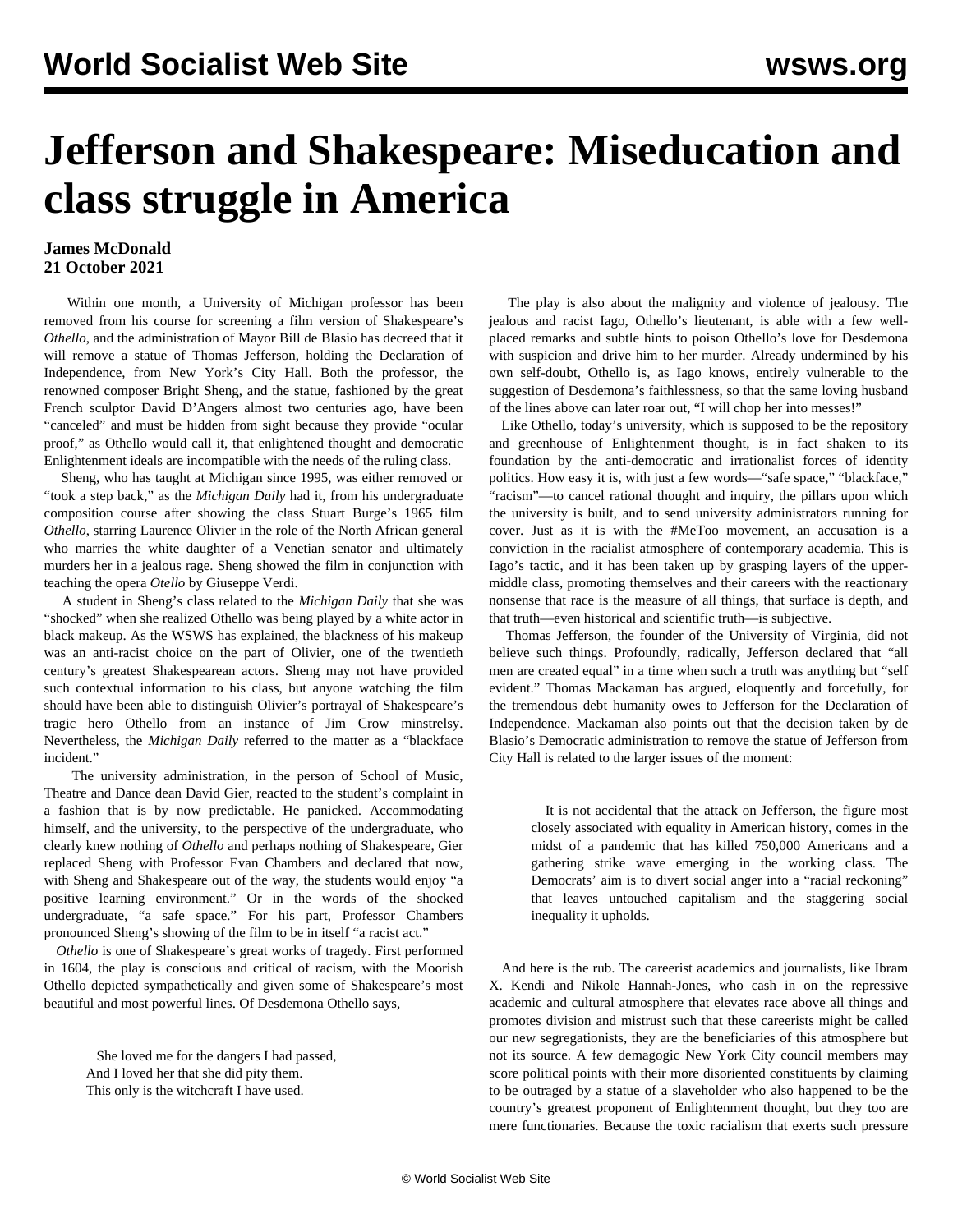# Jefferson and Shakespeare: Miseducation and class struggle in America

**James McDonald**
**21 October 2021**

Within one month, a University of Michigan professor has been removed from his course for screening a film version of Shakespeare's *Othello*, and the administration of Mayor Bill de Blasio has decreed that it will remove a statue of Thomas Jefferson, holding the Declaration of Independence, from New York's City Hall. Both the professor, the renowned composer Bright Sheng, and the statue, fashioned by the great French sculptor David D'Angers almost two centuries ago, have been "canceled" and must be hidden from sight because they provide "ocular proof," as Othello would call it, that enlightened thought and democratic Enlightenment ideals are incompatible with the needs of the ruling class.

Sheng, who has taught at Michigan since 1995, was either removed or "took a step back," as the *Michigan Daily* had it, from his undergraduate composition course after showing the class Stuart Burge's 1965 film *Othello*, starring Laurence Olivier in the role of the North African general who marries the white daughter of a Venetian senator and ultimately murders her in a jealous rage. Sheng showed the film in conjunction with teaching the opera *Otello* by Giuseppe Verdi.

A student in Sheng's class related to the *Michigan Daily* that she was "shocked" when she realized Othello was being played by a white actor in black makeup. As the WSWS has explained, the blackness of his makeup was an anti-racist choice on the part of Olivier, one of the twentieth century's greatest Shakespearean actors. Sheng may not have provided such contextual information to his class, but anyone watching the film should have been able to distinguish Olivier's portrayal of Shakespeare's tragic hero Othello from an instance of Jim Crow minstrelsy. Nevertheless, the *Michigan Daily* referred to the matter as a "blackface incident."

The university administration, in the person of School of Music, Theatre and Dance dean David Gier, reacted to the student's complaint in a fashion that is by now predictable. He panicked. Accommodating himself, and the university, to the perspective of the undergraduate, who clearly knew nothing of *Othello* and perhaps nothing of Shakespeare, Gier replaced Sheng with Professor Evan Chambers and declared that now, with Sheng and Shakespeare out of the way, the students would enjoy "a positive learning environment." Or in the words of the shocked undergraduate, "a safe space." For his part, Professor Chambers pronounced Sheng's showing of the film to be in itself "a racist act."

*Othello* is one of Shakespeare's great works of tragedy. First performed in 1604, the play is conscious and critical of racism, with the Moorish Othello depicted sympathetically and given some of Shakespeare's most beautiful and most powerful lines. Of Desdemona Othello says,

> She loved me for the dangers I had passed,
> And I loved her that she did pity them.
> This only is the witchcraft I have used.

The play is also about the malignity and violence of jealousy. The jealous and racist Iago, Othello's lieutenant, is able with a few well-placed remarks and subtle hints to poison Othello's love for Desdemona with suspicion and drive him to her murder. Already undermined by his own self-doubt, Othello is, as Iago knows, entirely vulnerable to the suggestion of Desdemona's faithlessness, so that the same loving husband of the lines above can later roar out, "I will chop her into messes!"

Like Othello, today's university, which is supposed to be the repository and greenhouse of Enlightenment thought, is in fact shaken to its foundation by the anti-democratic and irrationalist forces of identity politics. How easy it is, with just a few words—"safe space," "blackface," "racism"—to cancel rational thought and inquiry, the pillars upon which the university is built, and to send university administrators running for cover. Just as it is with the #MeToo movement, an accusation is a conviction in the racialist atmosphere of contemporary academia. This is Iago's tactic, and it has been taken up by grasping layers of the upper-middle class, promoting themselves and their careers with the reactionary nonsense that race is the measure of all things, that surface is depth, and that truth—even historical and scientific truth—is subjective.

Thomas Jefferson, the founder of the University of Virginia, did not believe such things. Profoundly, radically, Jefferson declared that "all men are created equal" in a time when such a truth was anything but "self evident." Thomas Mackaman has argued, eloquently and forcefully, for the tremendous debt humanity owes to Jefferson for the Declaration of Independence. Mackaman also points out that the decision taken by de Blasio's Democratic administration to remove the statue of Jefferson from City Hall is related to the larger issues of the moment:

> It is not accidental that the attack on Jefferson, the figure most closely associated with equality in American history, comes in the midst of a pandemic that has killed 750,000 Americans and a gathering strike wave emerging in the working class. The Democrats' aim is to divert social anger into a "racial reckoning" that leaves untouched capitalism and the staggering social inequality it upholds.

And here is the rub. The careerist academics and journalists, like Ibram X. Kendi and Nikole Hannah-Jones, who cash in on the repressive academic and cultural atmosphere that elevates race above all things and promotes division and mistrust such that these careerists might be called our new segregationists, they are the beneficiaries of this atmosphere but not its source. A few demagogic New York City council members may score political points with their more disoriented constituents by claiming to be outraged by a statue of a slaveholder who also happened to be the country's greatest proponent of Enlightenment thought, but they too are mere functionaries. Because the toxic racialism that exerts such pressure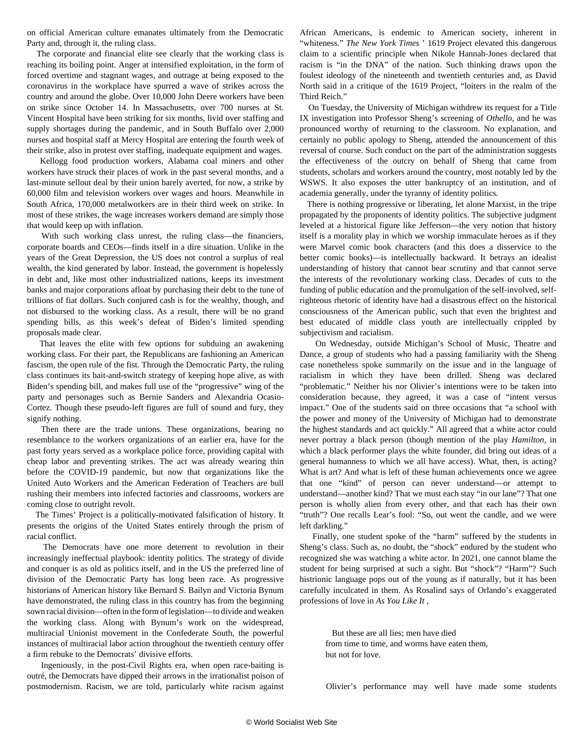on official American culture emanates ultimately from the Democratic Party and, through it, the ruling class.

The corporate and financial elite see clearly that the working class is reaching its boiling point. Anger at intensified exploitation, in the form of forced overtime and stagnant wages, and outrage at being exposed to the coronavirus in the workplace have spurred a wave of strikes across the country and around the globe. Over 10,000 John Deere workers have been on strike since October 14. In Massachusetts, over 700 nurses at St. Vincent Hospital have been striking for six months, livid over staffing and supply shortages during the pandemic, and in South Buffalo over 2,000 nurses and hospital staff at Mercy Hospital are entering the fourth week of their strike, also in protest over staffing, inadequate equipment and wages.

Kellogg food production workers, Alabama coal miners and other workers have struck their places of work in the past several months, and a last-minute sellout deal by their union barely averted, for now, a strike by 60,000 film and television workers over wages and hours. Meanwhile in South Africa, 170,000 metalworkers are in their third week on strike. In most of these strikes, the wage increases workers demand are simply those that would keep up with inflation.

With such working class unrest, the ruling class—the financiers, corporate boards and CEOs—finds itself in a dire situation. Unlike in the years of the Great Depression, the US does not control a surplus of real wealth, the kind generated by labor. Instead, the government is hopelessly in debt and, like most other industrialized nations, keeps its investment banks and major corporations afloat by purchasing their debt to the tune of trillions of fiat dollars. Such conjured cash is for the wealthy, though, and not disbursed to the working class. As a result, there will be no grand spending bills, as this week's defeat of Biden's limited spending proposals made clear.

That leaves the elite with few options for subduing an awakening working class. For their part, the Republicans are fashioning an American fascism, the open rule of the fist. Through the Democratic Party, the ruling class continues its bait-and-switch strategy of keeping hope alive, as with Biden's spending bill, and makes full use of the "progressive" wing of the party and personages such as Bernie Sanders and Alexandria Ocasio-Cortez. Though these pseudo-left figures are full of sound and fury, they signify nothing.

Then there are the trade unions. These organizations, bearing no resemblance to the workers organizations of an earlier era, have for the past forty years served as a workplace police force, providing capital with cheap labor and preventing strikes. The act was already wearing thin before the COVID-19 pandemic, but now that organizations like the United Auto Workers and the American Federation of Teachers are bull rushing their members into infected factories and classrooms, workers are coming close to outright revolt.

The Times' Project is a politically-motivated falsification of history. It presents the origins of the United States entirely through the prism of racial conflict.

The Democrats have one more deterrent to revolution in their increasingly ineffectual playbook: identity politics. The strategy of divide and conquer is as old as politics itself, and in the US the preferred line of division of the Democratic Party has long been race. As progressive historians of American history like Bernard S. Bailyn and Victoria Bynum have demonstrated, the ruling class in this country has from the beginning sown racial division—often in the form of legislation—to divide and weaken the working class. Along with Bynum's work on the widespread, multiracial Unionist movement in the Confederate South, the powerful instances of multiracial labor action throughout the twentieth century offer a firm rebuke to the Democrats' divisive efforts.

Ingeniously, in the post-Civil Rights era, when open race-baiting is outré, the Democrats have dipped their arrows in the irrationalist poison of postmodernism. Racism, we are told, particularly white racism against African Americans, is endemic to American society, inherent in "whiteness." *The New York Times'* 1619 Project elevated this dangerous claim to a scientific principle when Nikole Hannah-Jones declared that racism is "in the DNA" of the nation. Such thinking draws upon the foulest ideology of the nineteenth and twentieth centuries and, as David North said in a critique of the 1619 Project, "loiters in the realm of the Third Reich."

On Tuesday, the University of Michigan withdrew its request for a Title IX investigation into Professor Sheng's screening of *Othello*, and he was pronounced worthy of returning to the classroom. No explanation, and certainly no public apology to Sheng, attended the announcement of this reversal of course. Such conduct on the part of the administration suggests the effectiveness of the outcry on behalf of Sheng that came from students, scholars and workers around the country, most notably led by the WSWS. It also exposes the utter bankruptcy of an institution, and of academia generally, under the tyranny of identity politics.

There is nothing progressive or liberating, let alone Marxist, in the tripe propagated by the proponents of identity politics. The subjective judgment leveled at a historical figure like Jefferson—the very notion that history itself is a morality play in which we worship immaculate heroes as if they were Marvel comic book characters (and this does a disservice to the better comic books)—is intellectually backward. It betrays an idealist understanding of history that cannot bear scrutiny and that cannot serve the interests of the revolutionary working class. Decades of cuts to the funding of public education and the promulgation of the self-involved, self-righteous rhetoric of identity have had a disastrous effect on the historical consciousness of the American public, such that even the brightest and best educated of middle class youth are intellectually crippled by subjectivism and racialism.

On Wednesday, outside Michigan's School of Music, Theatre and Dance, a group of students who had a passing familiarity with the Sheng case nonetheless spoke summarily on the issue and in the language of racialism in which they have been drilled. Sheng was declared "problematic." Neither his nor Olivier's intentions were to be taken into consideration because, they agreed, it was a case of "intent versus impact." One of the students said on three occasions that "a school with the power and money of the University of Michigan had to demonstrate the highest standards and act quickly." All agreed that a white actor could never portray a black person (though mention of the play *Hamilton*, in which a black performer plays the white founder, did bring out ideas of a general humanness to which we all have access). What, then, is acting? What is art? And what is left of these human achievements once we agree that one "kind" of person can never understand—or attempt to understand—another kind? That we must each stay "in our lane"? That one person is wholly alien from every other, and that each has their own "truth"? One recalls Lear's fool: "So, out went the candle, and we were left darkling."

Finally, one student spoke of the "harm" suffered by the students in Sheng's class. Such as, no doubt, the "shock" endured by the student who recognized she was watching a white actor. In 2021, one cannot blame the student for being surprised at such a sight. But "shock"? "Harm"? Such histrionic language pops out of the young as if naturally, but it has been carefully inculcated in them. As Rosalind says of Orlando's exaggerated professions of love in *As You Like It* ,

> But these are all lies; men have died
> from time to time, and worms have eaten them,
> but not for love.

Olivier's performance may well have made some students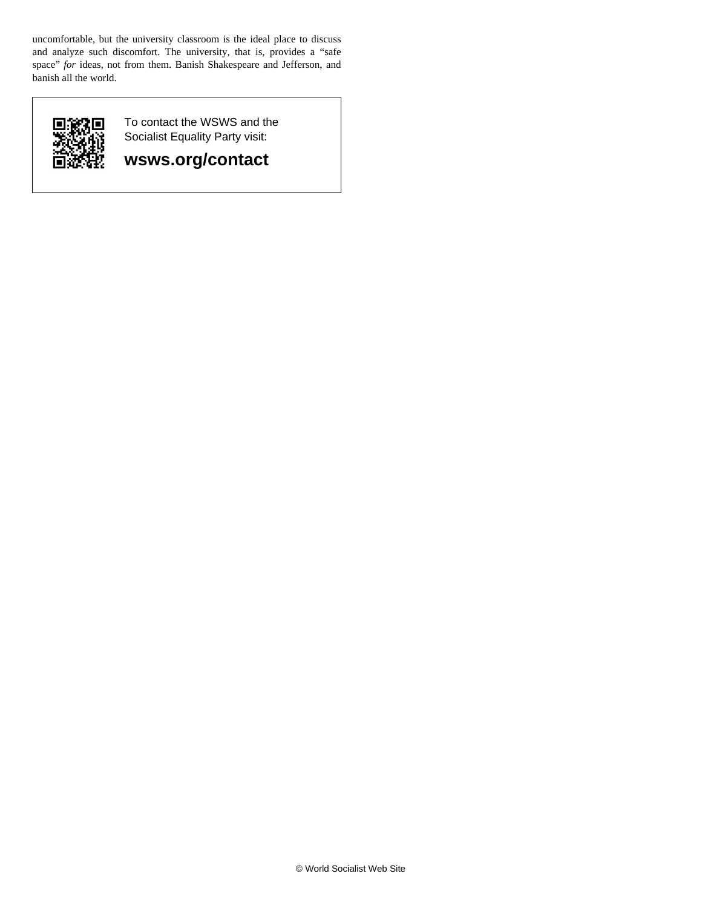uncomfortable, but the university classroom is the ideal place to discuss and analyze such discomfort. The university, that is, provides a "safe space" *for* ideas, not from them. Banish Shakespeare and Jefferson, and banish all the world.

To contact the WSWS and the Socialist Equality Party visit:

**wsws.org/contact**